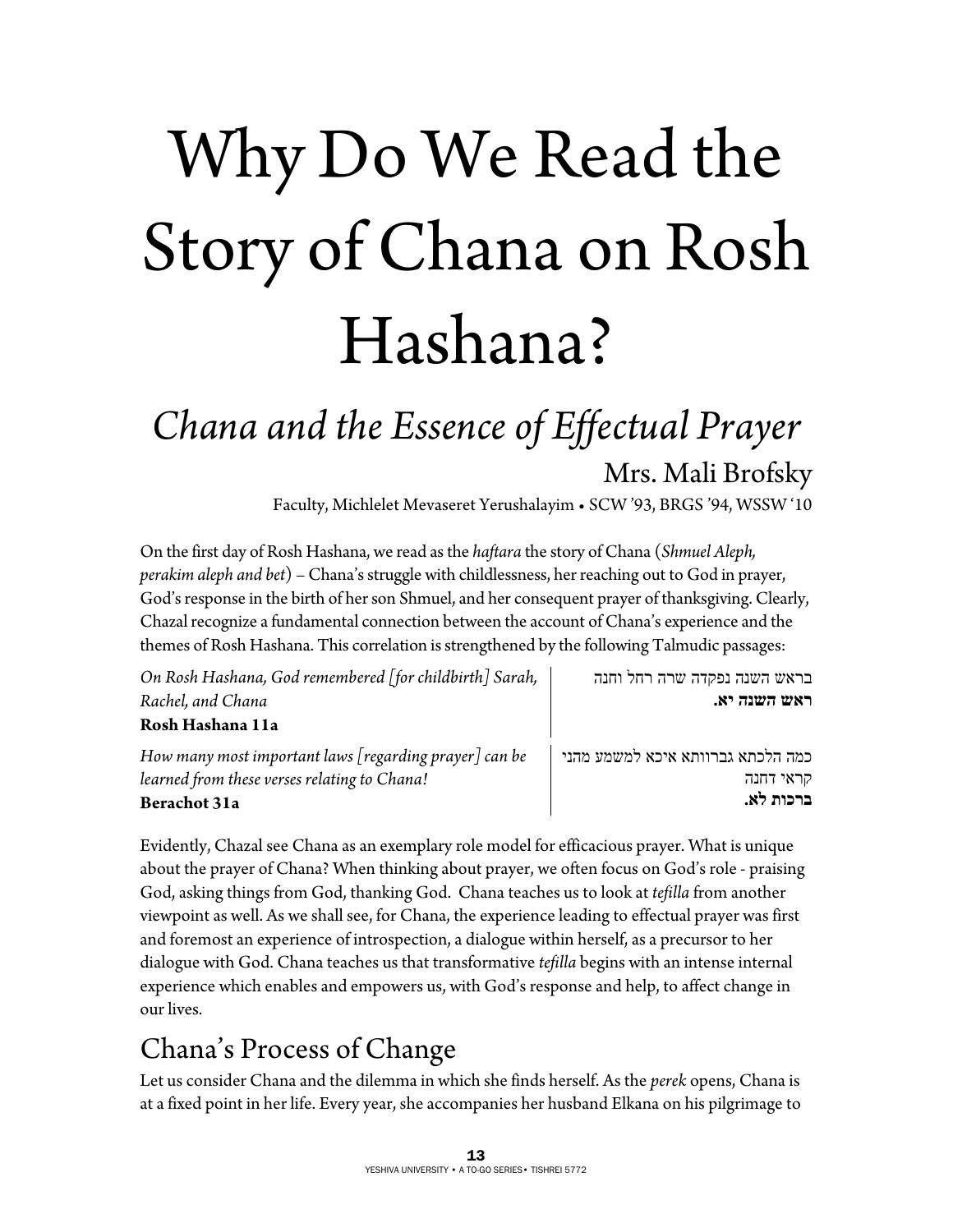# Why Do We Read the Story of Chana on Rosh Hashana?

## *Chana and the Essence of Effectual Prayer*

### Mrs. Mali Brofsky

Faculty, Michlelet Mevaseret Yerushalayim • SCW '93, BRGS '94, WSSW '10

On the first day of Rosh Hashana, we read as the *haftara* the story of Chana (*Shmuel Aleph, perakim aleph and bet*) – Chana's struggle with childlessness, her reaching out to God in prayer, God's response in the birth of her son Shmuel, and her consequent prayer of thanksgiving. Clearly, Chazal recognize a fundamental connection between the account of Chana's experience and the themes of Rosh Hashana. This correlation is strengthened by the following Talmudic passages:

| | |
|---|---|
| *On Rosh Hashana, God remembered [for childbirth] Sarah, Rachel, and Chana*<br>**Rosh Hashana 11a** | בראש השנה נפקדה שרה רחל וחנה<br>**ראש השנה יא.** |
| *How many most important laws [regarding prayer] can be learned from these verses relating to Chana!*<br>**Berachot 31a** | כמה הלכתא גברוותא איכא למשמע מהני קראי דחנה<br>**ברכות לא.** |

Evidently, Chazal see Chana as an exemplary role model for efficacious prayer. What is unique about the prayer of Chana? When thinking about prayer, we often focus on God's role - praising God, asking things from God, thanking God. Chana teaches us to look at *tefilla* from another viewpoint as well. As we shall see, for Chana, the experience leading to effectual prayer was first and foremost an experience of introspection, a dialogue within herself, as a precursor to her dialogue with God. Chana teaches us that transformative *tefilla* begins with an intense internal experience which enables and empowers us, with God's response and help, to affect change in our lives.

## Chana's Process of Change

Let us consider Chana and the dilemma in which she finds herself. As the *perek* opens, Chana is at a fixed point in her life. Every year, she accompanies her husband Elkana on his pilgrimage to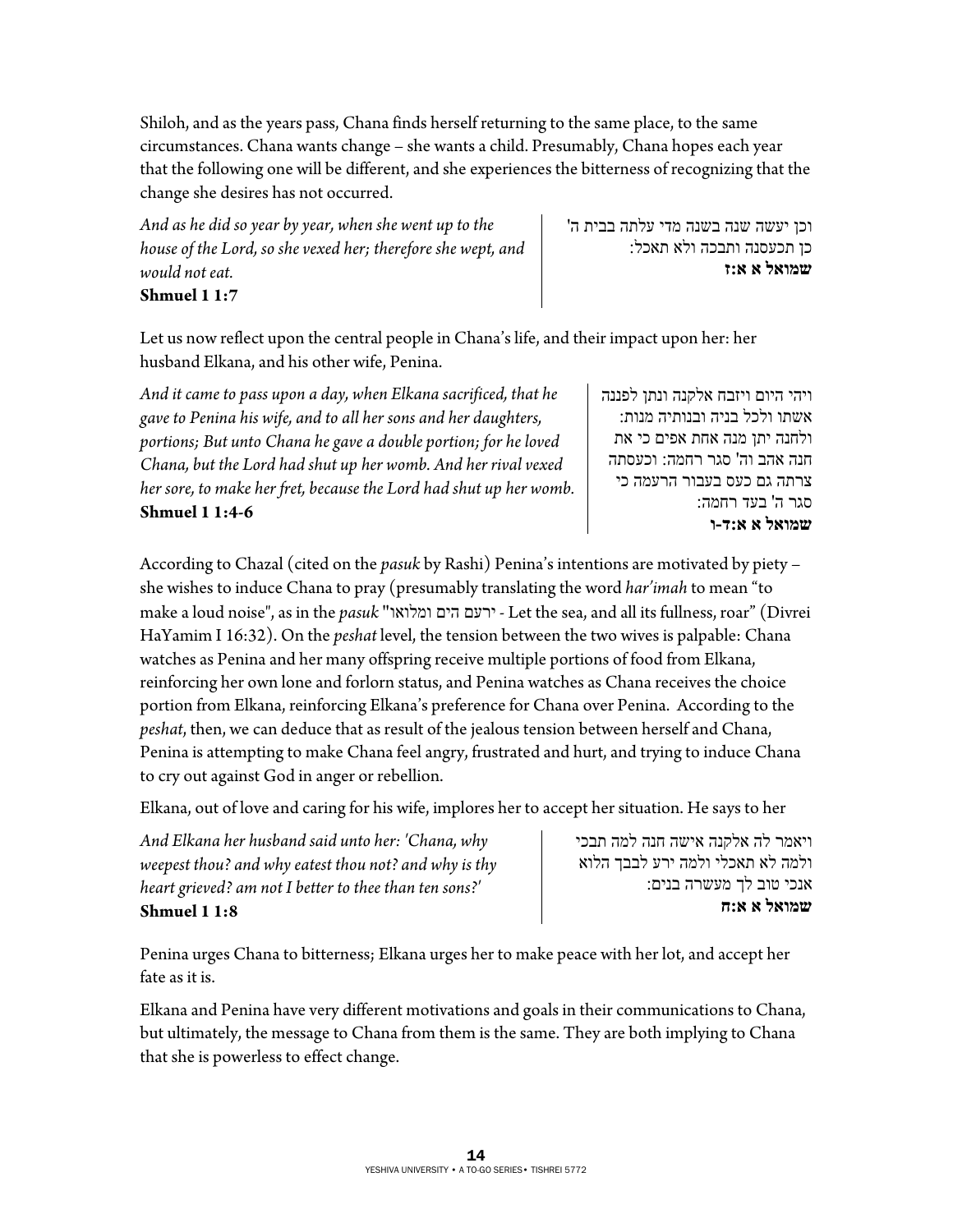Shiloh, and as the years pass, Chana finds herself returning to the same place, to the same circumstances. Chana wants change – she wants a child. Presumably, Chana hopes each year that the following one will be different, and she experiences the bitterness of recognizing that the change she desires has not occurred.

*And as he did so year by year, when she went up to the house of the Lord, so she vexed her; therefore she wept, and would not eat.*
**Shmuel 1 1:7**

וכן יעשה שנה בשנה מדי עלתה בבית ה' כן תכעסנה ותבכה ולא תאכל:
**שמואל א א:ז**

Let us now reflect upon the central people in Chana's life, and their impact upon her: her husband Elkana, and his other wife, Penina.

*And it came to pass upon a day, when Elkana sacrificed, that he gave to Penina his wife, and to all her sons and her daughters, portions; But unto Chana he gave a double portion; for he loved Chana, but the Lord had shut up her womb. And her rival vexed her sore, to make her fret, because the Lord had shut up her womb.*
**Shmuel 1 1:4-6**

ויהי היום ויזבח אלקנה ונתן לפננה אשתו ולכל בניה ובנותיה מנות: ולחנה יתן מנה אחת אפים כי את חנה אהב וה' סגר רחמה: וכעסתה צרתה גם כעס בעבור הרעמה כי סגר ה' בעד רחמה:
**שמואל א א:ד-ו**

According to Chazal (cited on the *pasuk* by Rashi) Penina's intentions are motivated by piety – she wishes to induce Chana to pray (presumably translating the word *har'imah* to mean "to make a loud noise", as in the *pasuk* "ירעם הים ומלואו - Let the sea, and all its fullness, roar" (Divrei HaYamim I 16:32). On the *peshat* level, the tension between the two wives is palpable: Chana watches as Penina and her many offspring receive multiple portions of food from Elkana, reinforcing her own lone and forlorn status, and Penina watches as Chana receives the choice portion from Elkana, reinforcing Elkana's preference for Chana over Penina. According to the *peshat*, then, we can deduce that as result of the jealous tension between herself and Chana, Penina is attempting to make Chana feel angry, frustrated and hurt, and trying to induce Chana to cry out against God in anger or rebellion.

Elkana, out of love and caring for his wife, implores her to accept her situation. He says to her

*And Elkana her husband said unto her: 'Chana, why weepest thou? and why eatest thou not? and why is thy heart grieved? am not I better to thee than ten sons?'*
**Shmuel 1 1:8**

ויאמר לה אלקנה אישה חנה למה תבכי ולמה לא תאכלי ולמה ירע לבבך הלוא אנכי טוב לך מעשרה בנים:
**שמואל א א:ח**

Penina urges Chana to bitterness; Elkana urges her to make peace with her lot, and accept her fate as it is.

Elkana and Penina have very different motivations and goals in their communications to Chana, but ultimately, the message to Chana from them is the same. They are both implying to Chana that she is powerless to effect change.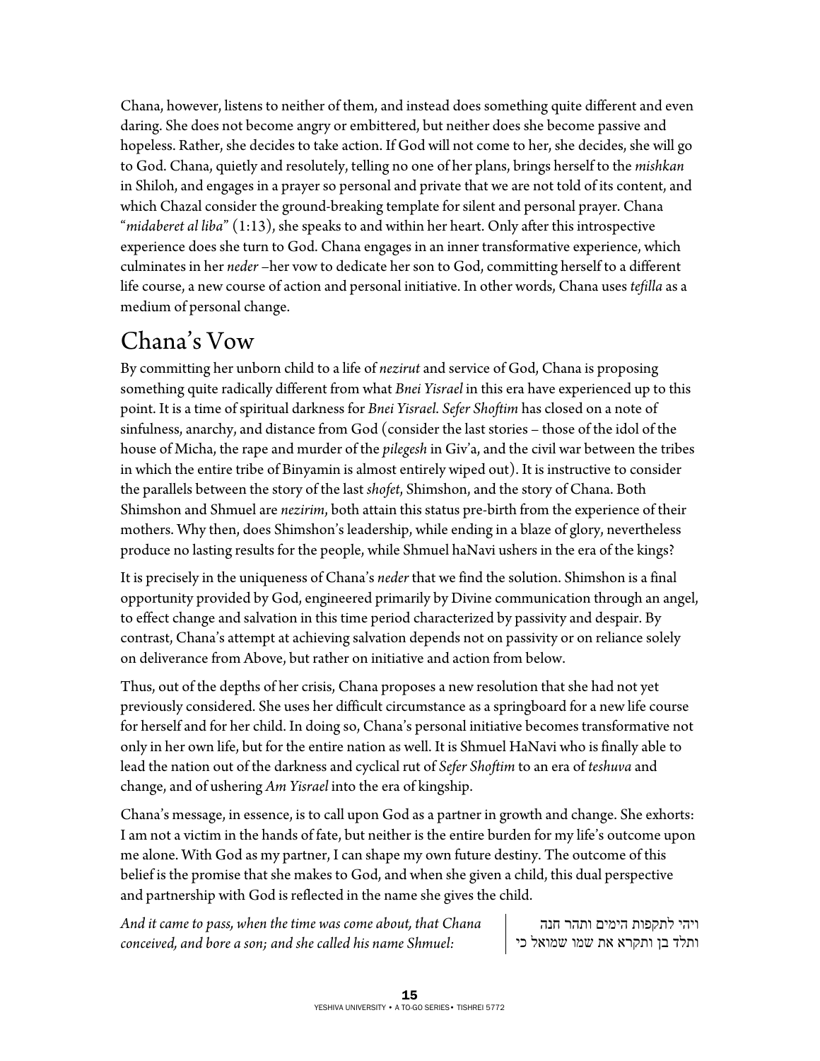Chana, however, listens to neither of them, and instead does something quite different and even daring. She does not become angry or embittered, but neither does she become passive and hopeless. Rather, she decides to take action. If God will not come to her, she decides, she will go to God. Chana, quietly and resolutely, telling no one of her plans, brings herself to the *mishkan* in Shiloh, and engages in a prayer so personal and private that we are not told of its content, and which Chazal consider the ground-breaking template for silent and personal prayer. Chana "*midaberet al liba*" (1:13), she speaks to and within her heart. Only after this introspective experience does she turn to God. Chana engages in an inner transformative experience, which culminates in her *neder* –her vow to dedicate her son to God, committing herself to a different life course, a new course of action and personal initiative. In other words, Chana uses *tefilla* as a medium of personal change.

## Chana's Vow

By committing her unborn child to a life of *nezirut* and service of God, Chana is proposing something quite radically different from what *Bnei Yisrael* in this era have experienced up to this point. It is a time of spiritual darkness for *Bnei Yisrael*. *Sefer Shoftim* has closed on a note of sinfulness, anarchy, and distance from God (consider the last stories – those of the idol of the house of Micha, the rape and murder of the *pilegesh* in Giv'a, and the civil war between the tribes in which the entire tribe of Binyamin is almost entirely wiped out). It is instructive to consider the parallels between the story of the last *shofet*, Shimshon, and the story of Chana. Both Shimshon and Shmuel are *nezirim*, both attain this status pre-birth from the experience of their mothers. Why then, does Shimshon's leadership, while ending in a blaze of glory, nevertheless produce no lasting results for the people, while Shmuel haNavi ushers in the era of the kings?

It is precisely in the uniqueness of Chana's *neder* that we find the solution. Shimshon is a final opportunity provided by God, engineered primarily by Divine communication through an angel, to effect change and salvation in this time period characterized by passivity and despair. By contrast, Chana's attempt at achieving salvation depends not on passivity or on reliance solely on deliverance from Above, but rather on initiative and action from below.

Thus, out of the depths of her crisis, Chana proposes a new resolution that she had not yet previously considered. She uses her difficult circumstance as a springboard for a new life course for herself and for her child. In doing so, Chana's personal initiative becomes transformative not only in her own life, but for the entire nation as well. It is Shmuel HaNavi who is finally able to lead the nation out of the darkness and cyclical rut of *Sefer Shoftim* to an era of *teshuva* and change, and of ushering *Am Yisrael* into the era of kingship.

Chana's message, in essence, is to call upon God as a partner in growth and change. She exhorts: I am not a victim in the hands of fate, but neither is the entire burden for my life's outcome upon me alone. With God as my partner, I can shape my own future destiny. The outcome of this belief is the promise that she makes to God, and when she given a child, this dual perspective and partnership with God is reflected in the name she gives the child.

*And it came to pass, when the time was come about, that Chana conceived, and bore a son; and she called his name Shmuel:*

ויהי לתקפות הימים ותהר חנה ותלד בן ותקרא את שמו שמואל כי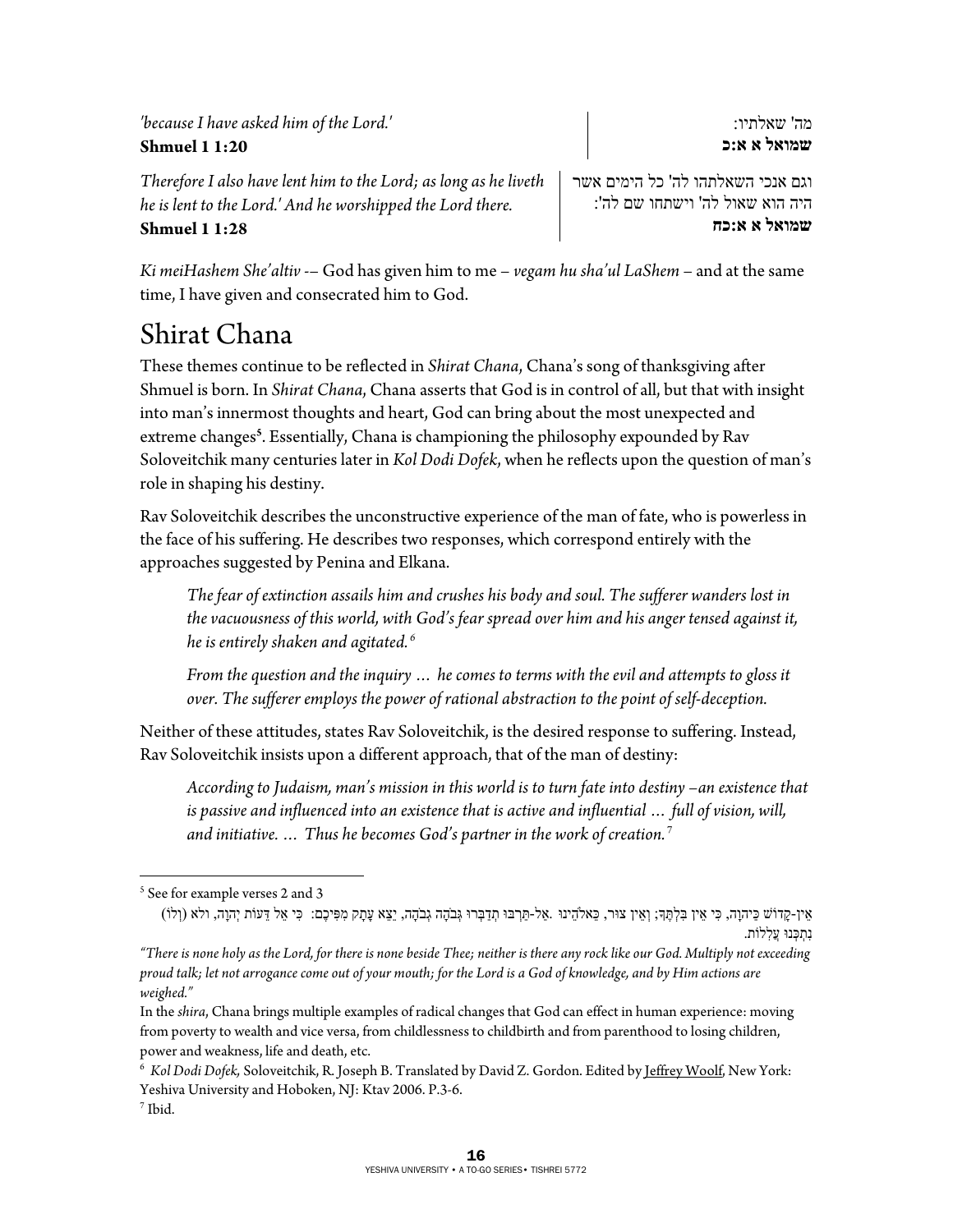*'because I have asked him of the Lord.'*
**Shmuel 1 1:20**

מה' שאלתיו:
**שמואל א א:כ**

*Therefore I also have lent him to the Lord; as long as he liveth he is lent to the Lord.' And he worshipped the Lord there.*
**Shmuel 1 1:28**

וגם אנכי השאלתהו לה' כל הימים אשר היה הוא שאול לה' וישתחו שם לה':
**שמואל א א:כח**

*Ki meiHashem She'altiv* -– God has given him to me – *vegam hu sha'ul LaShem* – and at the same time, I have given and consecrated him to God.

## Shirat Chana

These themes continue to be reflected in *Shirat Chana*, Chana's song of thanksgiving after Shmuel is born. In *Shirat Chana*, Chana asserts that God is in control of all, but that with insight into man's innermost thoughts and heart, God can bring about the most unexpected and extreme changes[5]. Essentially, Chana is championing the philosophy expounded by Rav Soloveitchik many centuries later in *Kol Dodi Dofek*, when he reflects upon the question of man's role in shaping his destiny.

Rav Soloveitchik describes the unconstructive experience of the man of fate, who is powerless in the face of his suffering. He describes two responses, which correspond entirely with the approaches suggested by Penina and Elkana.

> *The fear of extinction assails him and crushes his body and soul. The sufferer wanders lost in the vacuousness of this world, with God's fear spread over him and his anger tensed against it, he is entirely shaken and agitated.*[6]
>
> *From the question and the inquiry … he comes to terms with the evil and attempts to gloss it over. The sufferer employs the power of rational abstraction to the point of self-deception.*

Neither of these attitudes, states Rav Soloveitchik, is the desired response to suffering. Instead, Rav Soloveitchik insists upon a different approach, that of the man of destiny:

> *According to Judaism, man's mission in this world is to turn fate into destiny –an existence that is passive and influenced into an existence that is active and influential … full of vision, will, and initiative. … Thus he becomes God's partner in the work of creation.*[7]

---

[5] See for example verses 2 and 3

אֵין-קָדוֹשׁ כַּיהוָה, כִּי אֵין בִּלְתֶּךָ; וְאֵין צוּר, כֵּאלֹהֵינוּ. אַל-תַּרְבּוּ תְדַבְּרוּ גְּבֹהָה גְבֹהָה, יֵצֵא עָתָק מִפִּיכֶם: כִּי אֵל דֵּעוֹת יְהוָה, ולא (וְלוֹ) נִתְכְּנוּ עֲלִלוֹת.

*"There is none holy as the Lord, for there is none beside Thee; neither is there any rock like our God. Multiply not exceeding proud talk; let not arrogance come out of your mouth; for the Lord is a God of knowledge, and by Him actions are weighed."*

In the *shira*, Chana brings multiple examples of radical changes that God can effect in human experience: moving from poverty to wealth and vice versa, from childlessness to childbirth and from parenthood to losing children, power and weakness, life and death, etc.

[6] *Kol Dodi Dofek,* Soloveitchik, R. Joseph B. Translated by David Z. Gordon. Edited by Jeffrey Woolf, New York: Yeshiva University and Hoboken, NJ: Ktav 2006. P.3-6.

[7] Ibid.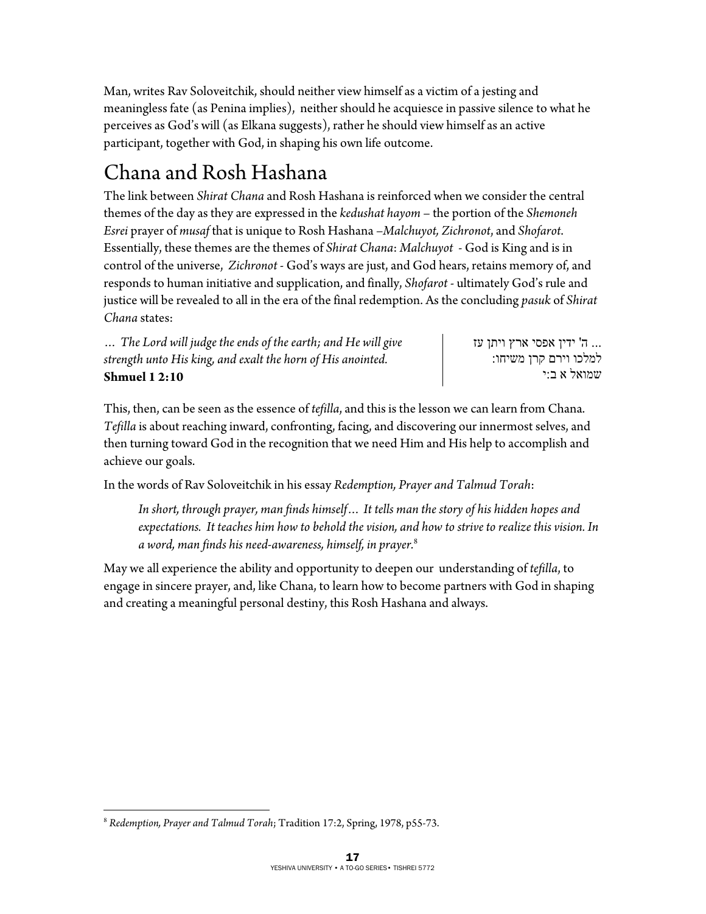Man, writes Rav Soloveitchik, should neither view himself as a victim of a jesting and meaningless fate (as Penina implies), neither should he acquiesce in passive silence to what he perceives as God's will (as Elkana suggests), rather he should view himself as an active participant, together with God, in shaping his own life outcome.

## Chana and Rosh Hashana

The link between *Shirat Chana* and Rosh Hashana is reinforced when we consider the central themes of the day as they are expressed in the *kedushat hayom* – the portion of the *Shemoneh Esrei* prayer of *musaf* that is unique to Rosh Hashana –*Malchuyot, Zichronot*, and *Shofarot*. Essentially, these themes are the themes of *Shirat Chana*: *Malchuyot* - God is King and is in control of the universe, *Zichronot* - God's ways are just, and God hears, retains memory of, and responds to human initiative and supplication, and finally, *Shofarot* - ultimately God's rule and justice will be revealed to all in the era of the final redemption. As the concluding *pasuk* of *Shirat Chana* states:

| | |
|---|---|
| *… The Lord will judge the ends of the earth; and He will give strength unto His king, and exalt the horn of His anointed.* **Shmuel 1 2:10** | ... ה' ידין אפסי ארץ ויתן עז למלכו וירם קרן משיחו: שמואל א ב:י |

This, then, can be seen as the essence of *tefilla*, and this is the lesson we can learn from Chana. *Tefilla* is about reaching inward, confronting, facing, and discovering our innermost selves, and then turning toward God in the recognition that we need Him and His help to accomplish and achieve our goals.

In the words of Rav Soloveitchik in his essay *Redemption, Prayer and Talmud Torah*:

> *In short, through prayer, man finds himself… It tells man the story of his hidden hopes and expectations. It teaches him how to behold the vision, and how to strive to realize this vision. In a word, man finds his need-awareness, himself, in prayer.*[8]

May we all experience the ability and opportunity to deepen our understanding of *tefilla*, to engage in sincere prayer, and, like Chana, to learn how to become partners with God in shaping and creating a meaningful personal destiny, this Rosh Hashana and always.

[8] *Redemption, Prayer and Talmud Torah*; Tradition 17:2, Spring, 1978, p55-73.